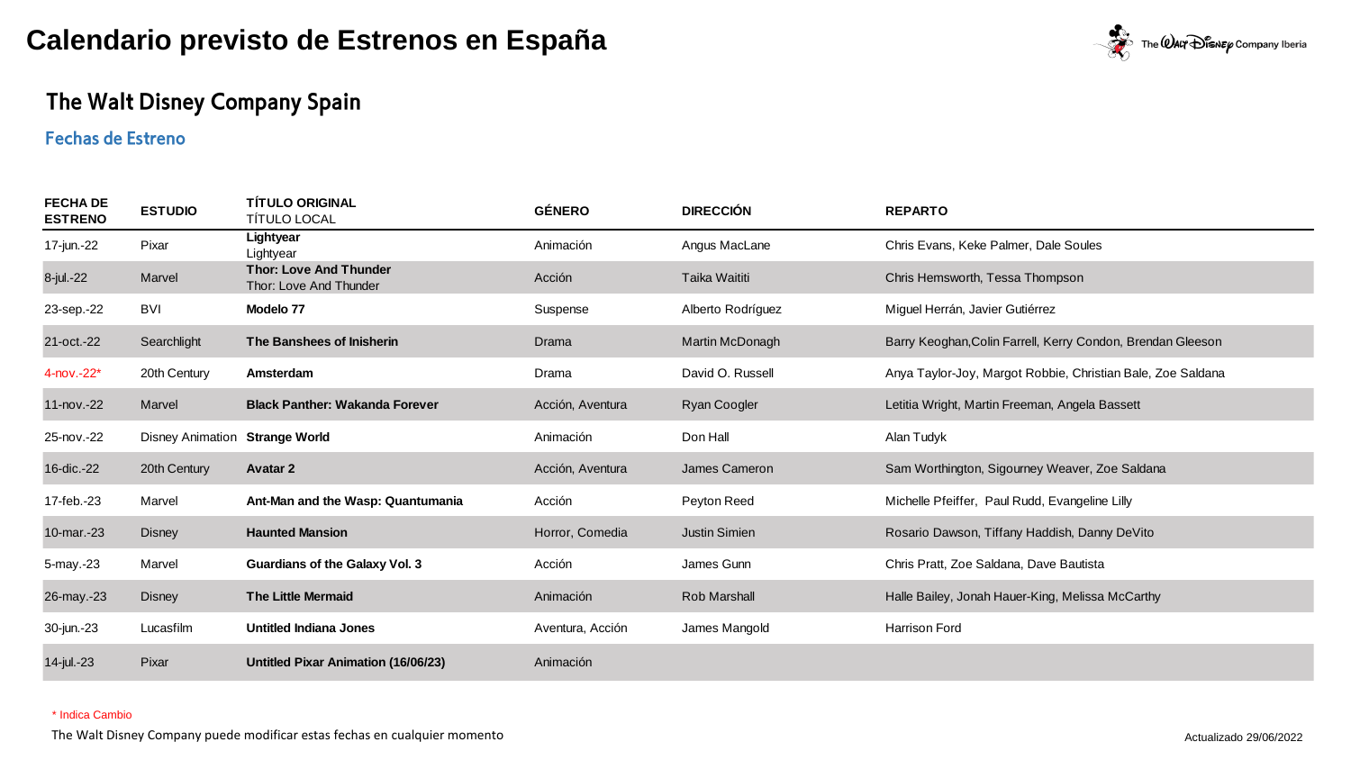# Calendario previsto de Estrenos en España

## The Walt Disney Company Spain

### Fechas de Estreno

| FECHA DE ESTRENO | ESTUDIO | TÍTULO ORIGINAL<br>TÍTULO LOCAL | GÉNERO | DIRECCIÓN | REPARTO |
|---|---|---|---|---|---|
| 17-jun.-22 | Pixar | **Lightyear**<br>Lightyear | Animación | Angus MacLane | Chris Evans, Keke Palmer, Dale Soules |
| 8-jul.-22 | Marvel | **Thor: Love And Thunder**<br>Thor: Love And Thunder | Acción | Taika Waitití | Chris Hemsworth, Tessa Thompson |
| 23-sep.-22 | BVI | **Modelo 77** | Suspense | Alberto Rodríguez | Miguel Herrán, Javier Gutiérrez |
| 21-oct.-22 | Searchlight | **The Banshees of Inisherin** | Drama | Martin McDonagh | Barry Keoghan,Colin Farrell, Kerry Condon, Brendan Gleeson |
| 4-nov.-22* | 20th Century | **Amsterdam** | Drama | David O. Russell | Anya Taylor-Joy, Margot Robbie, Christian Bale, Zoe Saldana |
| 11-nov.-22 | Marvel | **Black Panther: Wakanda Forever** | Acción, Aventura | Ryan Coogler | Letitia Wright, Martin Freeman, Angela Bassett |
| 25-nov.-22 | Disney Animation | **Strange World** | Animación | Don Hall | Alan Tudyk |
| 16-dic.-22 | 20th Century | **Avatar 2** | Acción, Aventura | James Cameron | Sam Worthington, Sigourney Weaver, Zoe Saldana |
| 17-feb.-23 | Marvel | **Ant-Man and the Wasp: Quantumania** | Acción | Peyton Reed | Michelle Pfeiffer, Paul Rudd, Evangeline Lilly |
| 10-mar.-23 | Disney | **Haunted Mansion** | Horror, Comedia | Justin Simien | Rosario Dawson, Tiffany Haddish, Danny DeVito |
| 5-may.-23 | Marvel | **Guardians of the Galaxy Vol. 3** | Acción | James Gunn | Chris Pratt, Zoe Saldana, Dave Bautista |
| 26-may.-23 | Disney | **The Little Mermaid** | Animación | Rob Marshall | Halle Bailey, Jonah Hauer-King, Melissa McCarthy |
| 30-jun.-23 | Lucasfilm | **Untitled Indiana Jones** | Aventura, Acción | James Mangold | Harrison Ford |
| 14-jul.-23 | Pixar | **Untitled Pixar Animation (16/06/23)** | Animación | | |

* Indica Cambio

The Walt Disney Company puede modificar estas fechas en cualquier momento

Actualizado 29/06/2022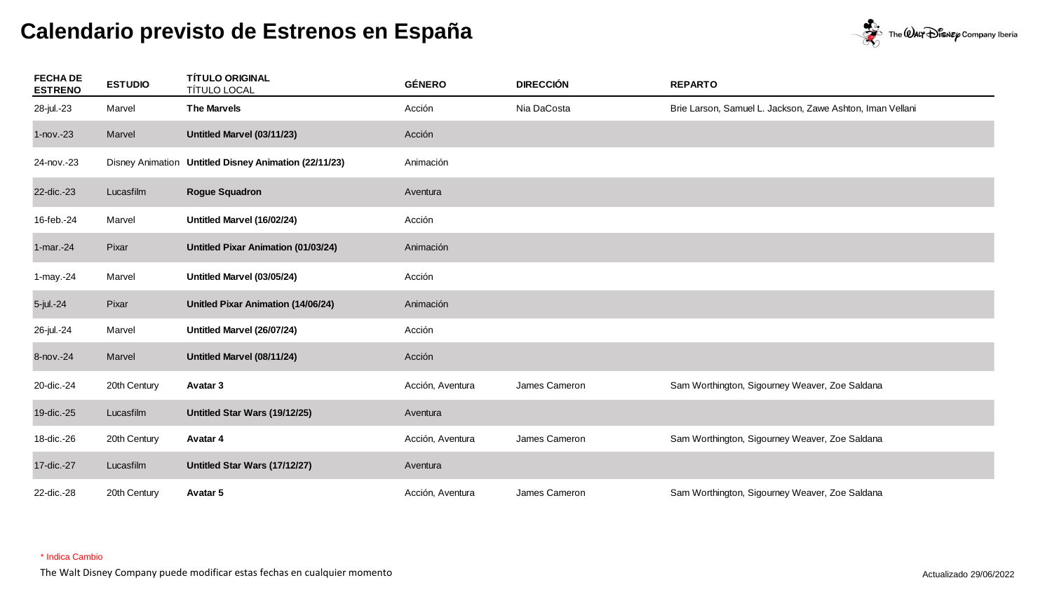# Calendario previsto de Estrenos en España

The Walt Disney Company Iberia

| FECHA DE ESTRENO | ESTUDIO | TÍTULO ORIGINAL<br>TÍTULO LOCAL | GÉNERO | DIRECCIÓN | REPARTO |
|---|---|---|---|---|---|
| 28-jul.-23 | Marvel | **The Marvels** | Acción | Nia DaCosta | Brie Larson, Samuel L. Jackson, Zawe Ashton, Iman Vellani |
| 1-nov.-23 | Marvel | **Untitled Marvel (03/11/23)** | Acción | | |
| 24-nov.-23 | Disney Animation | **Untitled Disney Animation (22/11/23)** | Animación | | |
| 22-dic.-23 | Lucasfilm | **Rogue Squadron** | Aventura | | |
| 16-feb.-24 | Marvel | **Untitled Marvel (16/02/24)** | Acción | | |
| 1-mar.-24 | Pixar | **Untitled Pixar Animation (01/03/24)** | Animación | | |
| 1-may.-24 | Marvel | **Untitled Marvel (03/05/24)** | Acción | | |
| 5-jul.-24 | Pixar | **Unitled Pixar Animation (14/06/24)** | Animación | | |
| 26-jul.-24 | Marvel | **Untitled Marvel (26/07/24)** | Acción | | |
| 8-nov.-24 | Marvel | **Untitled Marvel (08/11/24)** | Acción | | |
| 20-dic.-24 | 20th Century | **Avatar 3** | Acción, Aventura | James Cameron | Sam Worthington, Sigourney Weaver, Zoe Saldana |
| 19-dic.-25 | Lucasfilm | **Untitled Star Wars (19/12/25)** | Aventura | | |
| 18-dic.-26 | 20th Century | **Avatar 4** | Acción, Aventura | James Cameron | Sam Worthington, Sigourney Weaver, Zoe Saldana |
| 17-dic.-27 | Lucasfilm | **Untitled Star Wars (17/12/27)** | Aventura | | |
| 22-dic.-28 | 20th Century | **Avatar 5** | Acción, Aventura | James Cameron | Sam Worthington, Sigourney Weaver, Zoe Saldana |

* Indica Cambio

The Walt Disney Company puede modificar estas fechas en cualquier momento

Actualizado 29/06/2022